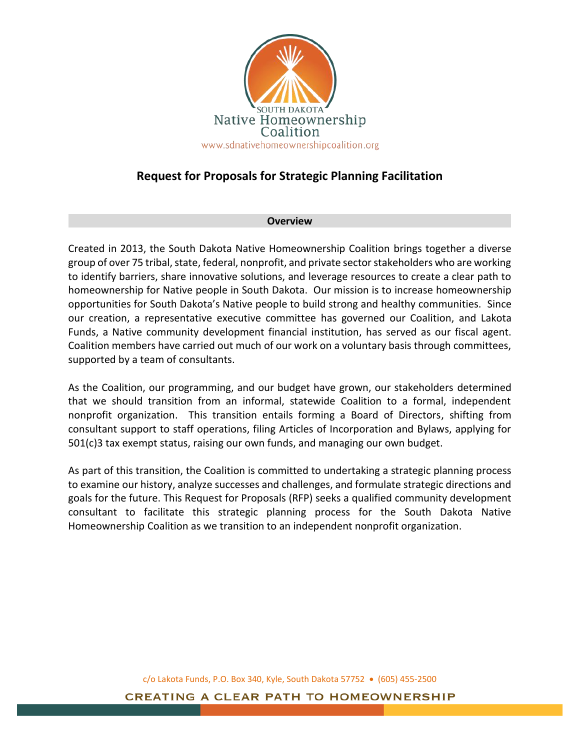SOUTH DAKOTA
Native Homeownership Coalition
www.sdnativehomeownershipcoalition.org

# Request for Proposals for Strategic Planning Facilitation

## Overview

Created in 2013, the South Dakota Native Homeownership Coalition brings together a diverse group of over 75 tribal, state, federal, nonprofit, and private sector stakeholders who are working to identify barriers, share innovative solutions, and leverage resources to create a clear path to homeownership for Native people in South Dakota. Our mission is to increase homeownership opportunities for South Dakota's Native people to build strong and healthy communities. Since our creation, a representative executive committee has governed our Coalition, and Lakota Funds, a Native community development financial institution, has served as our fiscal agent. Coalition members have carried out much of our work on a voluntary basis through committees, supported by a team of consultants.

As the Coalition, our programming, and our budget have grown, our stakeholders determined that we should transition from an informal, statewide Coalition to a formal, independent nonprofit organization. This transition entails forming a Board of Directors, shifting from consultant support to staff operations, filing Articles of Incorporation and Bylaws, applying for 501(c)3 tax exempt status, raising our own funds, and managing our own budget.

As part of this transition, the Coalition is committed to undertaking a strategic planning process to examine our history, analyze successes and challenges, and formulate strategic directions and goals for the future. This Request for Proposals (RFP) seeks a qualified community development consultant to facilitate this strategic planning process for the South Dakota Native Homeownership Coalition as we transition to an independent nonprofit organization.

c/o Lakota Funds, P.O. Box 340, Kyle, South Dakota 57752 • (605) 455-2500

CREATING A CLEAR PATH TO HOMEOWNERSHIP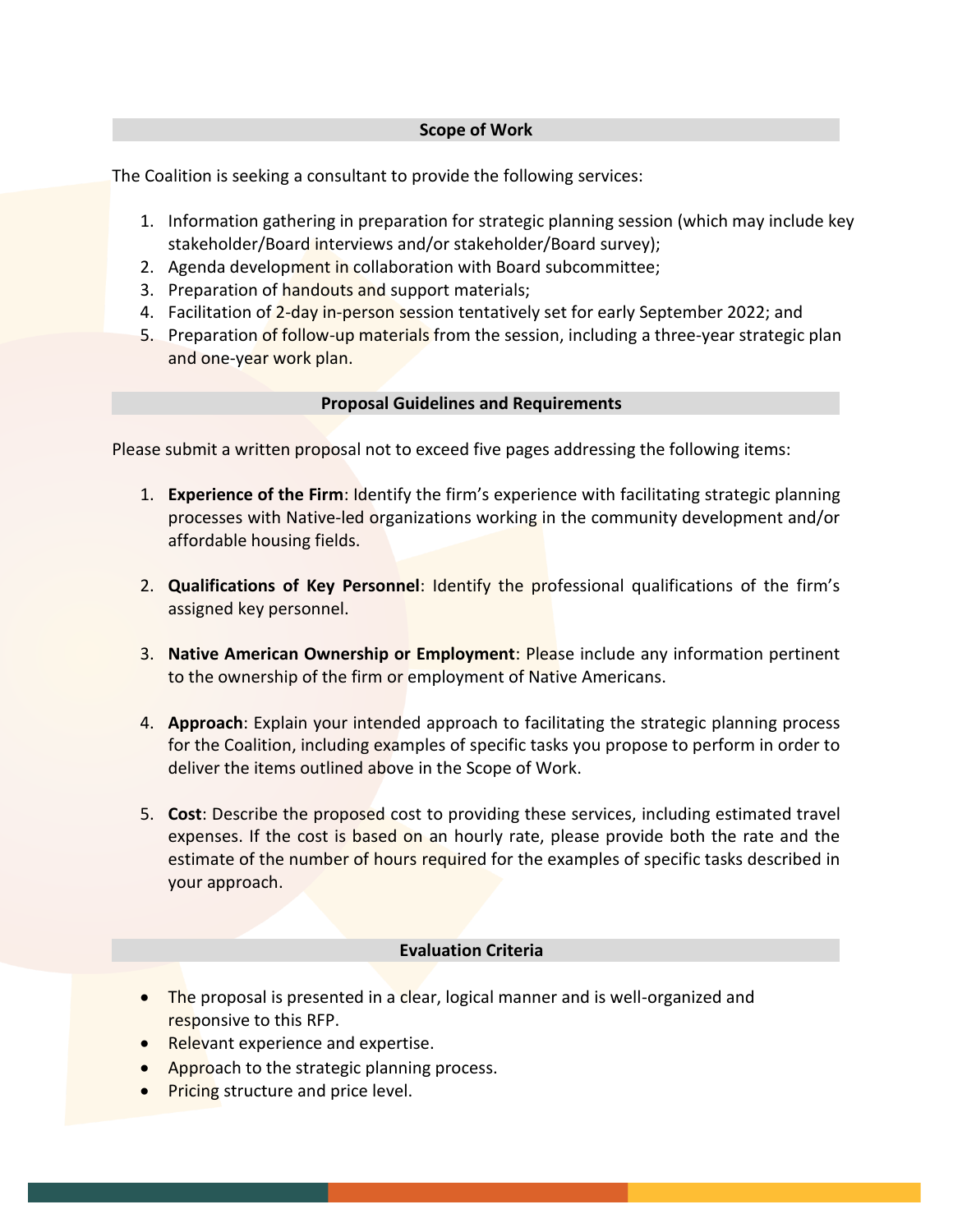## Scope of Work

The Coalition is seeking a consultant to provide the following services:

1. Information gathering in preparation for strategic planning session (which may include key stakeholder/Board interviews and/or stakeholder/Board survey);
2. Agenda development in collaboration with Board subcommittee;
3. Preparation of handouts and support materials;
4. Facilitation of 2-day in-person session tentatively set for early September 2022; and
5. Preparation of follow-up materials from the session, including a three-year strategic plan and one-year work plan.

## Proposal Guidelines and Requirements

Please submit a written proposal not to exceed five pages addressing the following items:

1. **Experience of the Firm**: Identify the firm's experience with facilitating strategic planning processes with Native-led organizations working in the community development and/or affordable housing fields.

2. **Qualifications of Key Personnel**: Identify the professional qualifications of the firm's assigned key personnel.

3. **Native American Ownership or Employment**: Please include any information pertinent to the ownership of the firm or employment of Native Americans.

4. **Approach**: Explain your intended approach to facilitating the strategic planning process for the Coalition, including examples of specific tasks you propose to perform in order to deliver the items outlined above in the Scope of Work.

5. **Cost**: Describe the proposed cost to providing these services, including estimated travel expenses. If the cost is based on an hourly rate, please provide both the rate and the estimate of the number of hours required for the examples of specific tasks described in your approach.

## Evaluation Criteria

- The proposal is presented in a clear, logical manner and is well-organized and responsive to this RFP.
- Relevant experience and expertise.
- Approach to the strategic planning process.
- Pricing structure and price level.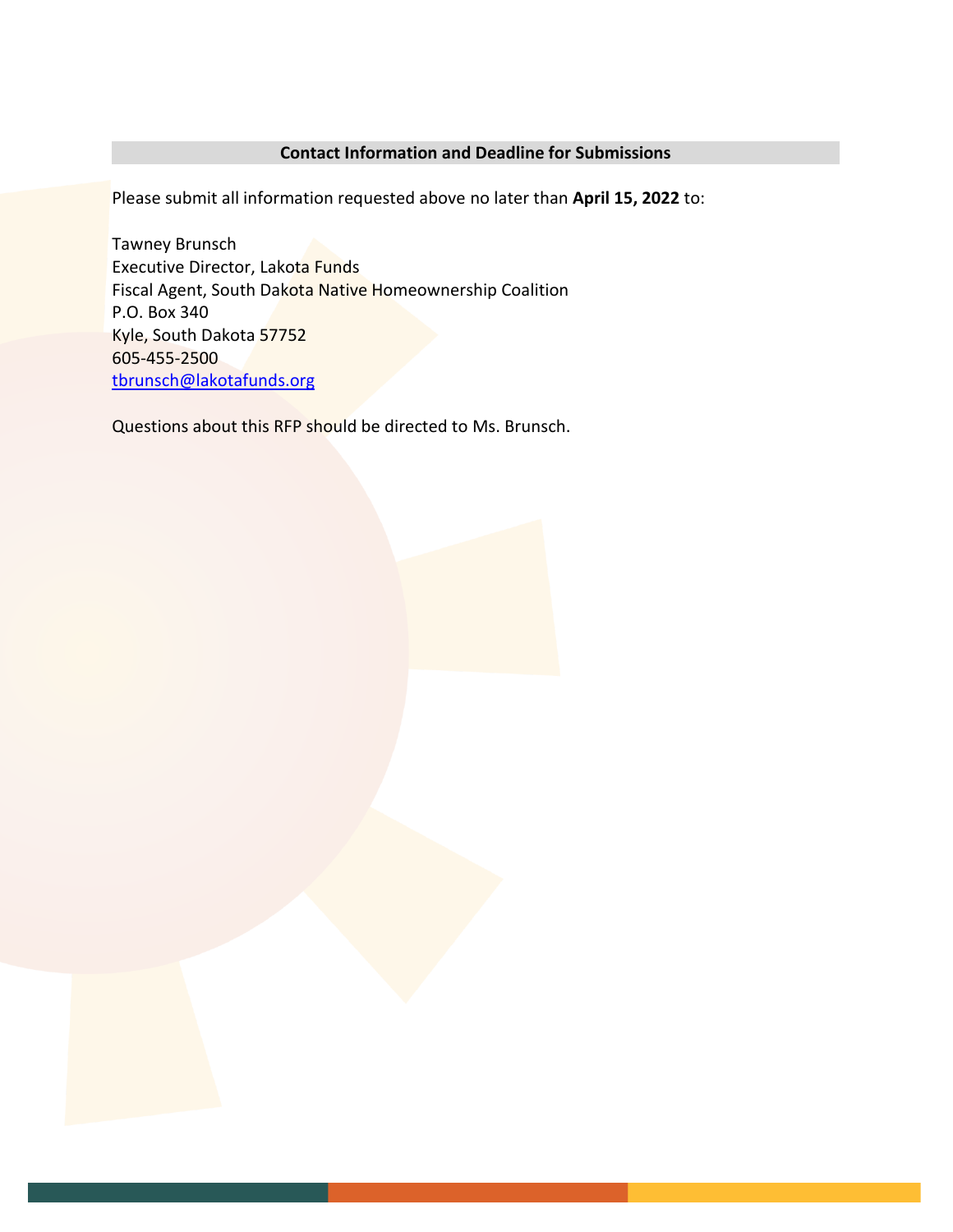## Contact Information and Deadline for Submissions

Please submit all information requested above no later than **April 15, 2022** to:

Tawney Brunsch
Executive Director, Lakota Funds
Fiscal Agent, South Dakota Native Homeownership Coalition
P.O. Box 340
Kyle, South Dakota 57752
605-455-2500
tbrunsch@lakotafunds.org

Questions about this RFP should be directed to Ms. Brunsch.